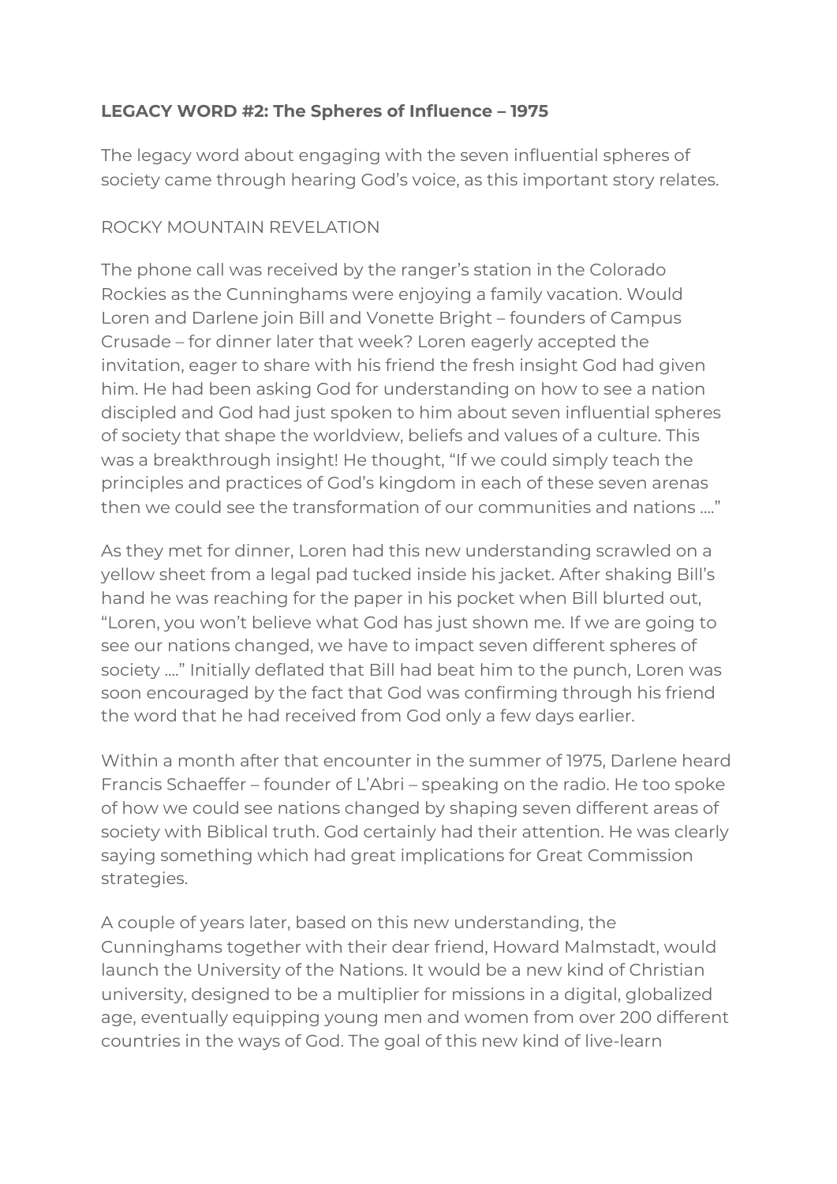**LEGACY WORD #2: The Spheres of Influence – 1975**

The legacy word about engaging with the seven influential spheres of society came through hearing God's voice, as this important story relates.

ROCKY MOUNTAIN REVELATION

The phone call was received by the ranger's station in the Colorado Rockies as the Cunninghams were enjoying a family vacation. Would Loren and Darlene join Bill and Vonette Bright – founders of Campus Crusade – for dinner later that week? Loren eagerly accepted the invitation, eager to share with his friend the fresh insight God had given him. He had been asking God for understanding on how to see a nation discipled and God had just spoken to him about seven influential spheres of society that shape the worldview, beliefs and values of a culture. This was a breakthrough insight! He thought, "If we could simply teach the principles and practices of God's kingdom in each of these seven arenas then we could see the transformation of our communities and nations …."

As they met for dinner, Loren had this new understanding scrawled on a yellow sheet from a legal pad tucked inside his jacket. After shaking Bill's hand he was reaching for the paper in his pocket when Bill blurted out, "Loren, you won't believe what God has just shown me. If we are going to see our nations changed, we have to impact seven different spheres of society …." Initially deflated that Bill had beat him to the punch, Loren was soon encouraged by the fact that God was confirming through his friend the word that he had received from God only a few days earlier.

Within a month after that encounter in the summer of 1975, Darlene heard Francis Schaeffer – founder of L'Abri – speaking on the radio. He too spoke of how we could see nations changed by shaping seven different areas of society with Biblical truth. God certainly had their attention. He was clearly saying something which had great implications for Great Commission strategies.

A couple of years later, based on this new understanding, the Cunninghams together with their dear friend, Howard Malmstadt, would launch the University of the Nations. It would be a new kind of Christian university, designed to be a multiplier for missions in a digital, globalized age, eventually equipping young men and women from over 200 different countries in the ways of God. The goal of this new kind of live-learn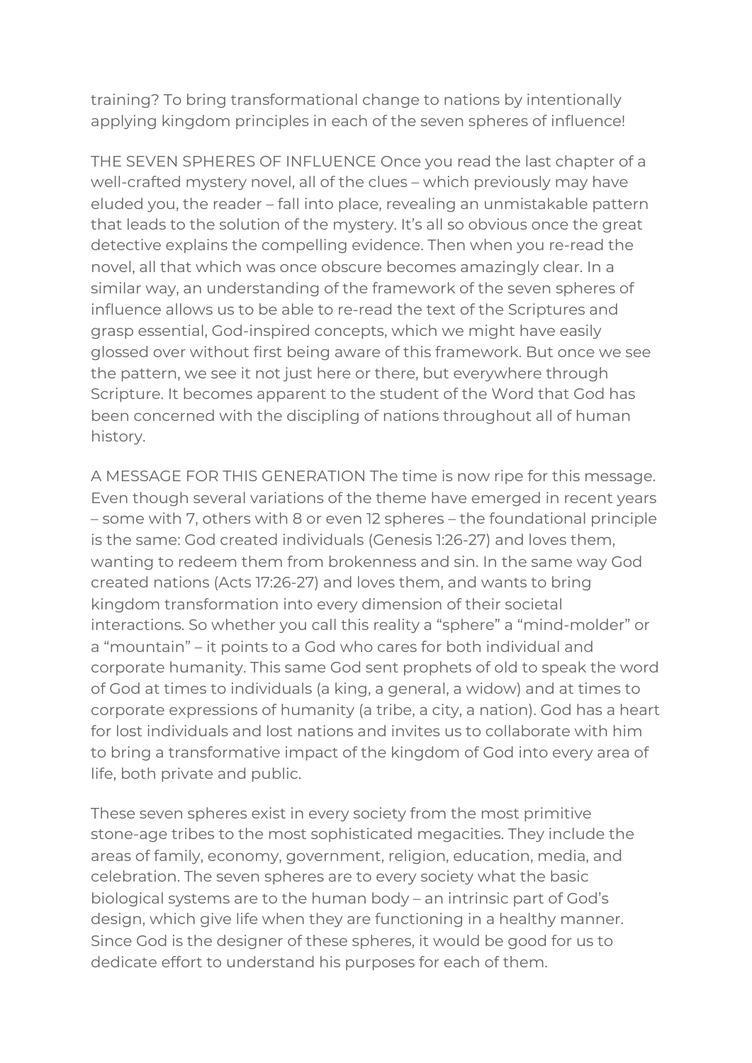training? To bring transformational change to nations by intentionally applying kingdom principles in each of the seven spheres of influence!

THE SEVEN SPHERES OF INFLUENCE Once you read the last chapter of a well-crafted mystery novel, all of the clues – which previously may have eluded you, the reader – fall into place, revealing an unmistakable pattern that leads to the solution of the mystery. It's all so obvious once the great detective explains the compelling evidence. Then when you re-read the novel, all that which was once obscure becomes amazingly clear. In a similar way, an understanding of the framework of the seven spheres of influence allows us to be able to re-read the text of the Scriptures and grasp essential, God-inspired concepts, which we might have easily glossed over without first being aware of this framework. But once we see the pattern, we see it not just here or there, but everywhere through Scripture. It becomes apparent to the student of the Word that God has been concerned with the discipling of nations throughout all of human history.

A MESSAGE FOR THIS GENERATION The time is now ripe for this message. Even though several variations of the theme have emerged in recent years – some with 7, others with 8 or even 12 spheres – the foundational principle is the same: God created individuals (Genesis 1:26-27) and loves them, wanting to redeem them from brokenness and sin. In the same way God created nations (Acts 17:26-27) and loves them, and wants to bring kingdom transformation into every dimension of their societal interactions. So whether you call this reality a "sphere" a "mind-molder" or a "mountain" – it points to a God who cares for both individual and corporate humanity. This same God sent prophets of old to speak the word of God at times to individuals (a king, a general, a widow) and at times to corporate expressions of humanity (a tribe, a city, a nation). God has a heart for lost individuals and lost nations and invites us to collaborate with him to bring a transformative impact of the kingdom of God into every area of life, both private and public.

These seven spheres exist in every society from the most primitive stone-age tribes to the most sophisticated megacities. They include the areas of family, economy, government, religion, education, media, and celebration. The seven spheres are to every society what the basic biological systems are to the human body – an intrinsic part of God's design, which give life when they are functioning in a healthy manner. Since God is the designer of these spheres, it would be good for us to dedicate effort to understand his purposes for each of them.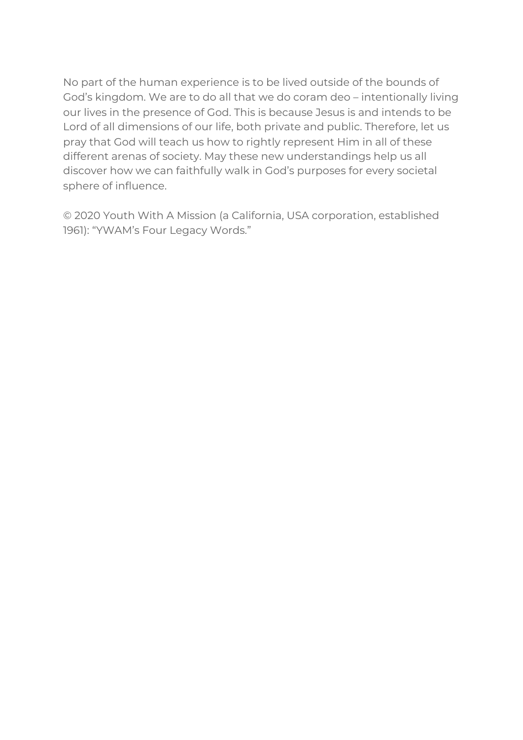No part of the human experience is to be lived outside of the bounds of God's kingdom. We are to do all that we do coram deo – intentionally living our lives in the presence of God. This is because Jesus is and intends to be Lord of all dimensions of our life, both private and public. Therefore, let us pray that God will teach us how to rightly represent Him in all of these different arenas of society. May these new understandings help us all discover how we can faithfully walk in God's purposes for every societal sphere of influence.

© 2020 Youth With A Mission (a California, USA corporation, established 1961): "YWAM's Four Legacy Words."